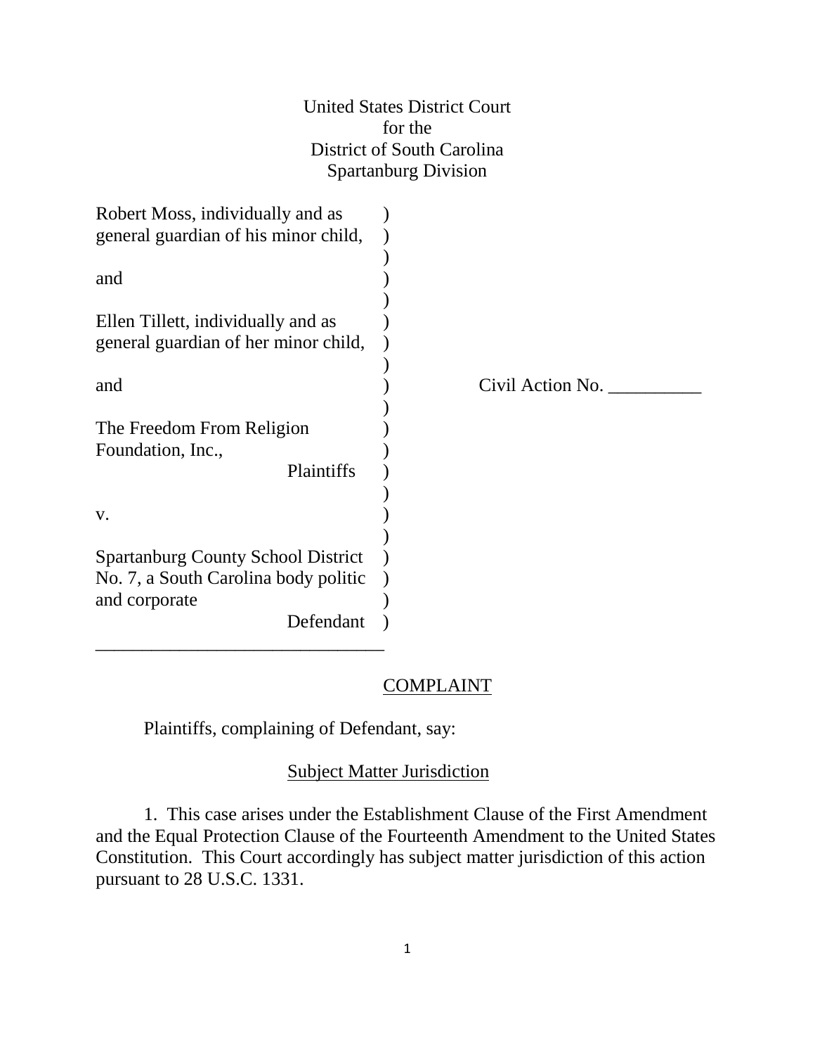United States District Court
for the
District of South Carolina
Spartanburg Division

Robert Moss, individually and as general guardian of his minor child,

and

Ellen Tillett, individually and as general guardian of her minor child,

and

The Freedom From Religion Foundation, Inc.,

Plaintiffs

v.

Spartanburg County School District No. 7, a South Carolina body politic and corporate

Defendant

Civil Action No. __________

## COMPLAINT

Plaintiffs, complaining of Defendant, say:

### Subject Matter Jurisdiction

1. This case arises under the Establishment Clause of the First Amendment and the Equal Protection Clause of the Fourteenth Amendment to the United States Constitution. This Court accordingly has subject matter jurisdiction of this action pursuant to 28 U.S.C. 1331.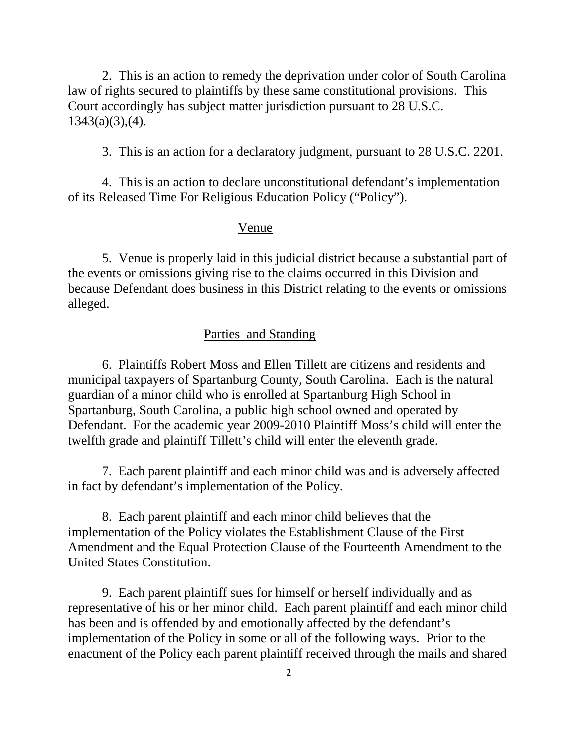2. This is an action to remedy the deprivation under color of South Carolina law of rights secured to plaintiffs by these same constitutional provisions. This Court accordingly has subject matter jurisdiction pursuant to 28 U.S.C. 1343(a)(3),(4).

3. This is an action for a declaratory judgment, pursuant to 28 U.S.C. 2201.

4. This is an action to declare unconstitutional defendant's implementation of its Released Time For Religious Education Policy ("Policy").

## Venue

5. Venue is properly laid in this judicial district because a substantial part of the events or omissions giving rise to the claims occurred in this Division and because Defendant does business in this District relating to the events or omissions alleged.

## Parties and Standing

6. Plaintiffs Robert Moss and Ellen Tillett are citizens and residents and municipal taxpayers of Spartanburg County, South Carolina. Each is the natural guardian of a minor child who is enrolled at Spartanburg High School in Spartanburg, South Carolina, a public high school owned and operated by Defendant. For the academic year 2009-2010 Plaintiff Moss's child will enter the twelfth grade and plaintiff Tillett's child will enter the eleventh grade.

7. Each parent plaintiff and each minor child was and is adversely affected in fact by defendant's implementation of the Policy.

8. Each parent plaintiff and each minor child believes that the implementation of the Policy violates the Establishment Clause of the First Amendment and the Equal Protection Clause of the Fourteenth Amendment to the United States Constitution.

9. Each parent plaintiff sues for himself or herself individually and as representative of his or her minor child. Each parent plaintiff and each minor child has been and is offended by and emotionally affected by the defendant's implementation of the Policy in some or all of the following ways. Prior to the enactment of the Policy each parent plaintiff received through the mails and shared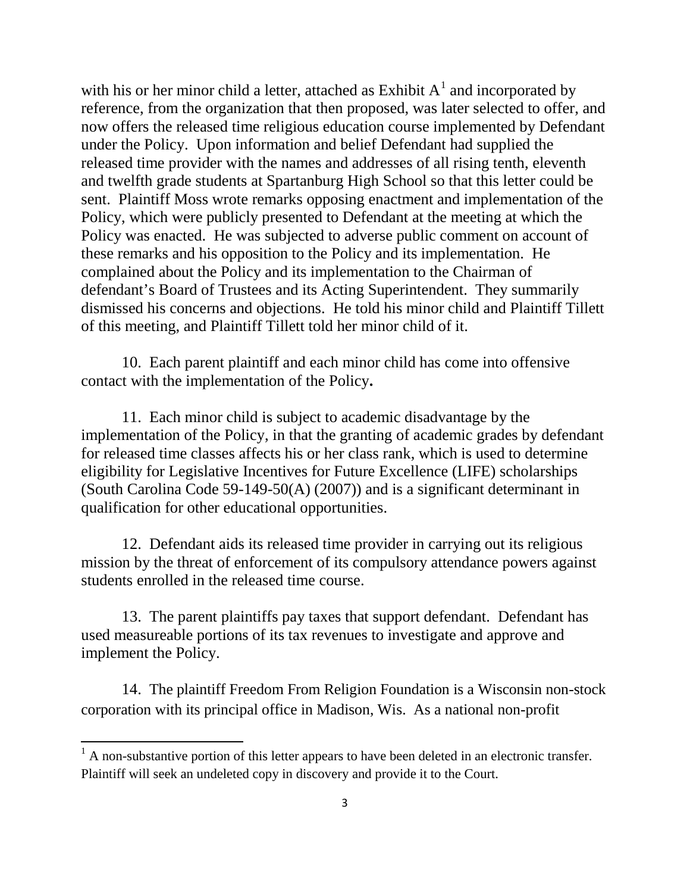with his or her minor child a letter, attached as Exhibit A[1] and incorporated by reference, from the organization that then proposed, was later selected to offer, and now offers the released time religious education course implemented by Defendant under the Policy. Upon information and belief Defendant had supplied the released time provider with the names and addresses of all rising tenth, eleventh and twelfth grade students at Spartanburg High School so that this letter could be sent. Plaintiff Moss wrote remarks opposing enactment and implementation of the Policy, which were publicly presented to Defendant at the meeting at which the Policy was enacted. He was subjected to adverse public comment on account of these remarks and his opposition to the Policy and its implementation. He complained about the Policy and its implementation to the Chairman of defendant's Board of Trustees and its Acting Superintendent. They summarily dismissed his concerns and objections. He told his minor child and Plaintiff Tillett of this meeting, and Plaintiff Tillett told her minor child of it.

10. Each parent plaintiff and each minor child has come into offensive contact with the implementation of the Policy**.**

11. Each minor child is subject to academic disadvantage by the implementation of the Policy, in that the granting of academic grades by defendant for released time classes affects his or her class rank, which is used to determine eligibility for Legislative Incentives for Future Excellence (LIFE) scholarships (South Carolina Code 59-149-50(A) (2007)) and is a significant determinant in qualification for other educational opportunities.

12. Defendant aids its released time provider in carrying out its religious mission by the threat of enforcement of its compulsory attendance powers against students enrolled in the released time course.

13. The parent plaintiffs pay taxes that support defendant. Defendant has used measureable portions of its tax revenues to investigate and approve and implement the Policy.

14. The plaintiff Freedom From Religion Foundation is a Wisconsin non-stock corporation with its principal office in Madison, Wis. As a national non-profit

---

[1] A non-substantive portion of this letter appears to have been deleted in an electronic transfer. Plaintiff will seek an undeleted copy in discovery and provide it to the Court.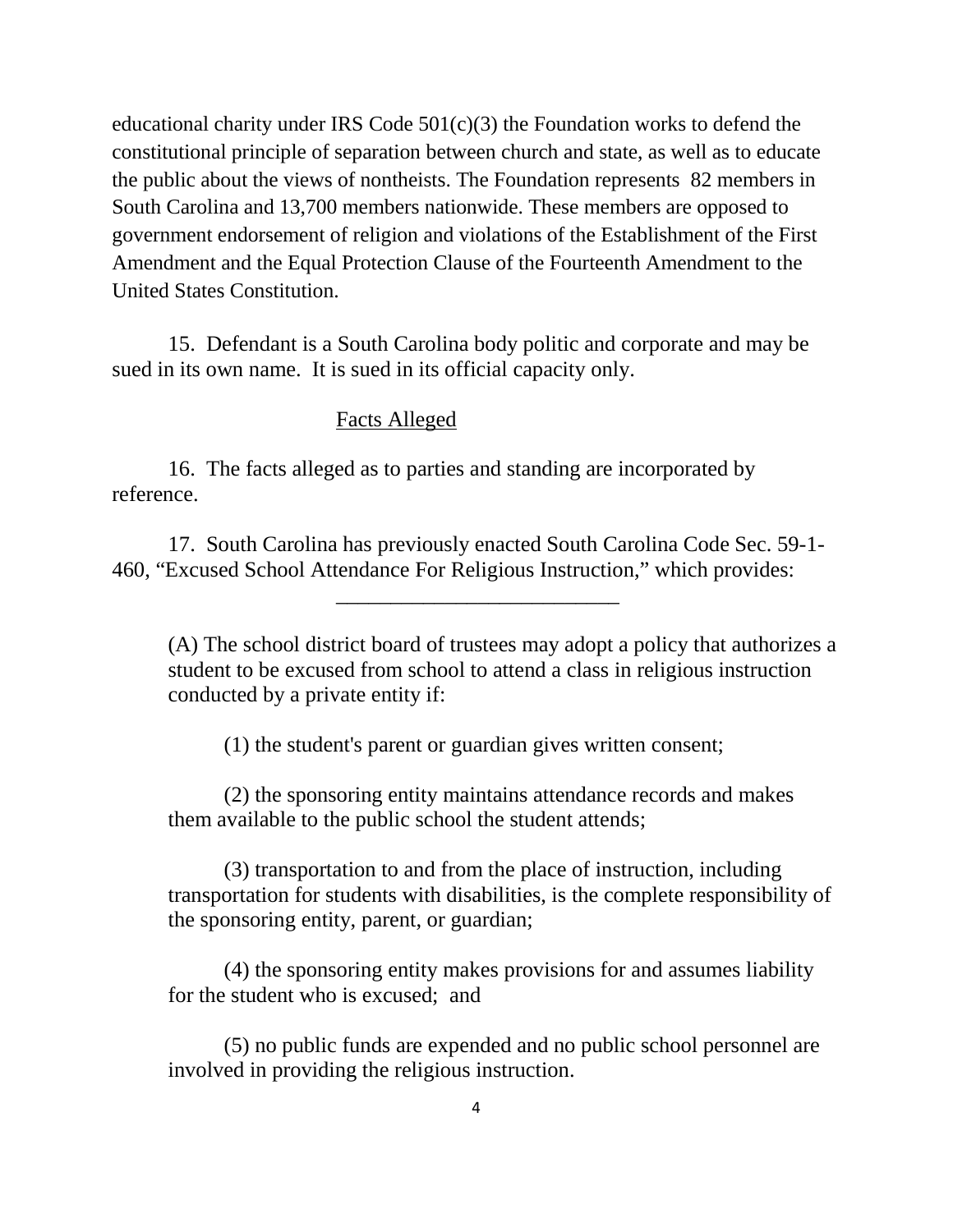educational charity under IRS Code 501(c)(3) the Foundation works to defend the constitutional principle of separation between church and state, as well as to educate the public about the views of nontheists. The Foundation represents 82 members in South Carolina and 13,700 members nationwide. These members are opposed to government endorsement of religion and violations of the Establishment of the First Amendment and the Equal Protection Clause of the Fourteenth Amendment to the United States Constitution.

15. Defendant is a South Carolina body politic and corporate and may be sued in its own name. It is sued in its official capacity only.

## Facts Alleged

16. The facts alleged as to parties and standing are incorporated by reference.

17. South Carolina has previously enacted South Carolina Code Sec. 59-1-460, "Excused School Attendance For Religious Instruction," which provides:

---

> (A) The school district board of trustees may adopt a policy that authorizes a student to be excused from school to attend a class in religious instruction conducted by a private entity if:
>
> (1) the student's parent or guardian gives written consent;
>
> (2) the sponsoring entity maintains attendance records and makes them available to the public school the student attends;
>
> (3) transportation to and from the place of instruction, including transportation for students with disabilities, is the complete responsibility of the sponsoring entity, parent, or guardian;
>
> (4) the sponsoring entity makes provisions for and assumes liability for the student who is excused; and
>
> (5) no public funds are expended and no public school personnel are involved in providing the religious instruction.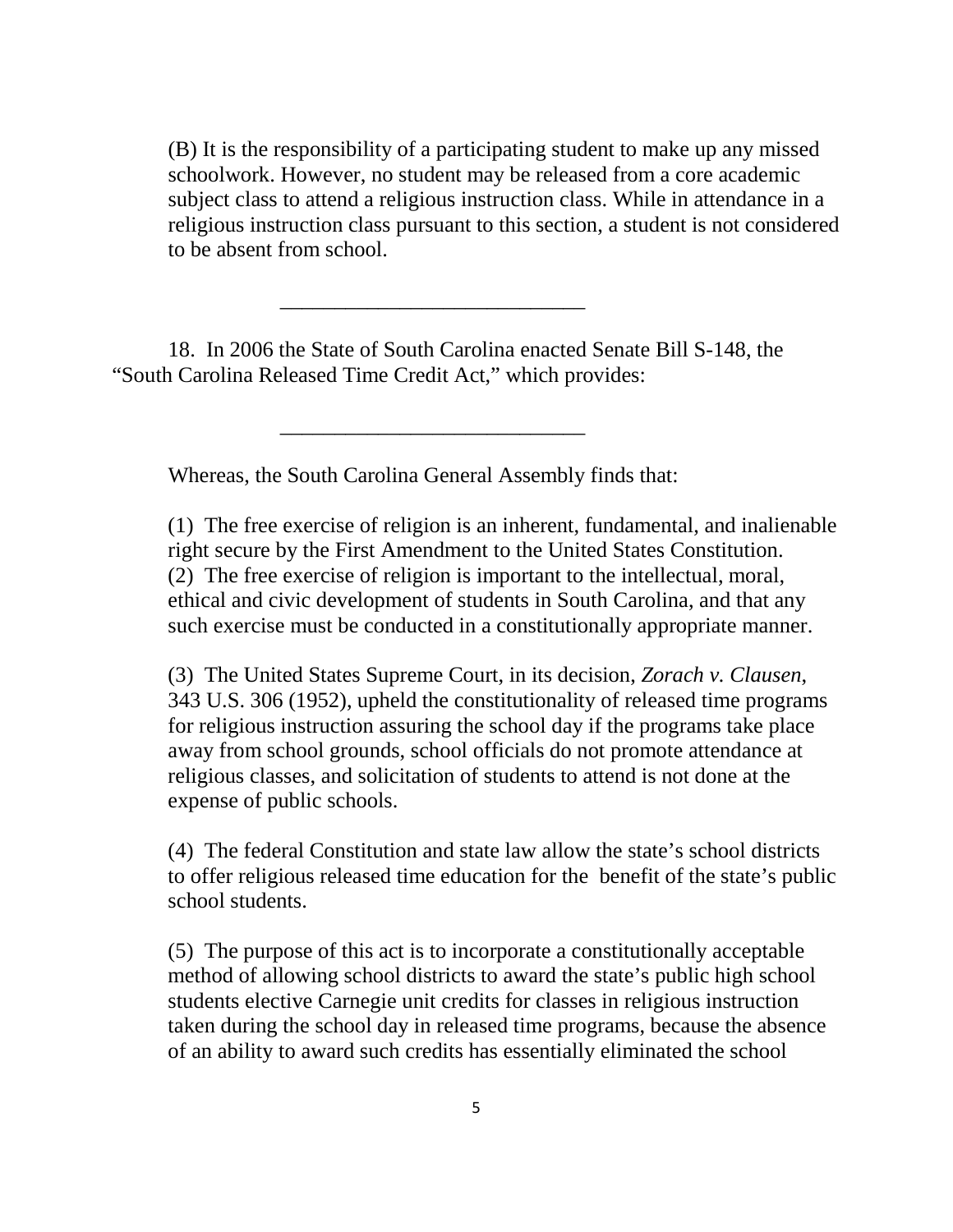(B) It is the responsibility of a participating student to make up any missed schoolwork. However, no student may be released from a core academic subject class to attend a religious instruction class. While in attendance in a religious instruction class pursuant to this section, a student is not considered to be absent from school.

___________________________

18. In 2006 the State of South Carolina enacted Senate Bill S-148, the "South Carolina Released Time Credit Act," which provides:

___________________________

Whereas, the South Carolina General Assembly finds that:

(1) The free exercise of religion is an inherent, fundamental, and inalienable right secure by the First Amendment to the United States Constitution.
(2) The free exercise of religion is important to the intellectual, moral, ethical and civic development of students in South Carolina, and that any such exercise must be conducted in a constitutionally appropriate manner.

(3) The United States Supreme Court, in its decision, *Zorach v. Clausen*, 343 U.S. 306 (1952), upheld the constitutionality of released time programs for religious instruction assuring the school day if the programs take place away from school grounds, school officials do not promote attendance at religious classes, and solicitation of students to attend is not done at the expense of public schools.

(4) The federal Constitution and state law allow the state's school districts to offer religious released time education for the benefit of the state's public school students.

(5) The purpose of this act is to incorporate a constitutionally acceptable method of allowing school districts to award the state's public high school students elective Carnegie unit credits for classes in religious instruction taken during the school day in released time programs, because the absence of an ability to award such credits has essentially eliminated the school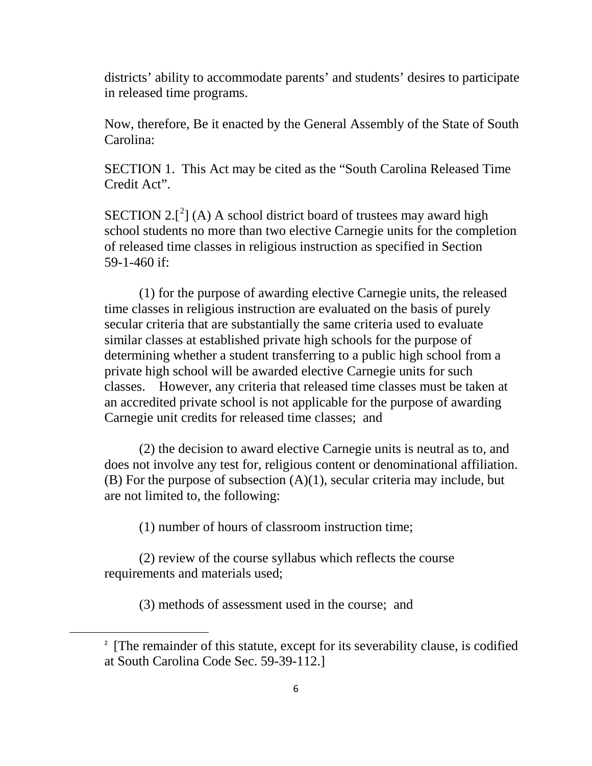districts' ability to accommodate parents' and students' desires to participate in released time programs.

Now, therefore, Be it enacted by the General Assembly of the State of South Carolina:

SECTION 1. This Act may be cited as the "South Carolina Released Time Credit Act".

SECTION 2.[[2]] (A) A school district board of trustees may award high school students no more than two elective Carnegie units for the completion of released time classes in religious instruction as specified in Section 59-1-460 if:

(1) for the purpose of awarding elective Carnegie units, the released time classes in religious instruction are evaluated on the basis of purely secular criteria that are substantially the same criteria used to evaluate similar classes at established private high schools for the purpose of determining whether a student transferring to a public high school from a private high school will be awarded elective Carnegie units for such classes. However, any criteria that released time classes must be taken at an accredited private school is not applicable for the purpose of awarding Carnegie unit credits for released time classes; and

(2) the decision to award elective Carnegie units is neutral as to, and does not involve any test for, religious content or denominational affiliation.
(B) For the purpose of subsection (A)(1), secular criteria may include, but are not limited to, the following:

(1) number of hours of classroom instruction time;

(2) review of the course syllabus which reflects the course requirements and materials used;

(3) methods of assessment used in the course; and

---

[2] [The remainder of this statute, except for its severability clause, is codified at South Carolina Code Sec. 59-39-112.]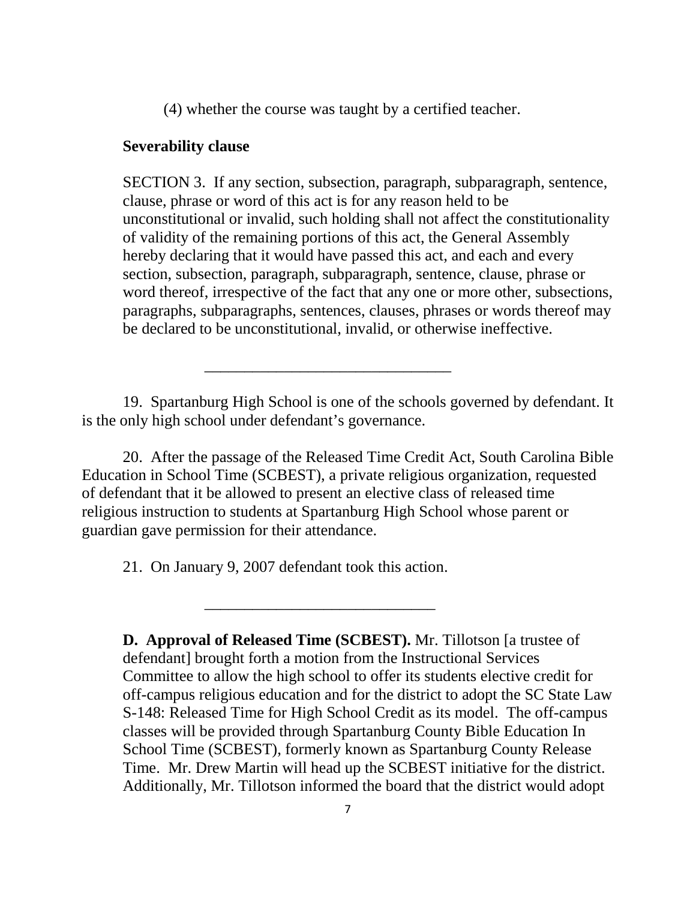(4) whether the course was taught by a certified teacher.

**Severability clause**

SECTION 3. If any section, subsection, paragraph, subparagraph, sentence, clause, phrase or word of this act is for any reason held to be unconstitutional or invalid, such holding shall not affect the constitutionality of validity of the remaining portions of this act, the General Assembly hereby declaring that it would have passed this act, and each and every section, subsection, paragraph, subparagraph, sentence, clause, phrase or word thereof, irrespective of the fact that any one or more other, subsections, paragraphs, subparagraphs, sentences, clauses, phrases or words thereof may be declared to be unconstitutional, invalid, or otherwise ineffective.

______________________________

19. Spartanburg High School is one of the schools governed by defendant. It is the only high school under defendant's governance.

20. After the passage of the Released Time Credit Act, South Carolina Bible Education in School Time (SCBEST), a private religious organization, requested of defendant that it be allowed to present an elective class of released time religious instruction to students at Spartanburg High School whose parent or guardian gave permission for their attendance.

21. On January 9, 2007 defendant took this action.

______________________________

**D. Approval of Released Time (SCBEST).** Mr. Tillotson [a trustee of defendant] brought forth a motion from the Instructional Services Committee to allow the high school to offer its students elective credit for off-campus religious education and for the district to adopt the SC State Law S-148: Released Time for High School Credit as its model. The off-campus classes will be provided through Spartanburg County Bible Education In School Time (SCBEST), formerly known as Spartanburg County Release Time. Mr. Drew Martin will head up the SCBEST initiative for the district. Additionally, Mr. Tillotson informed the board that the district would adopt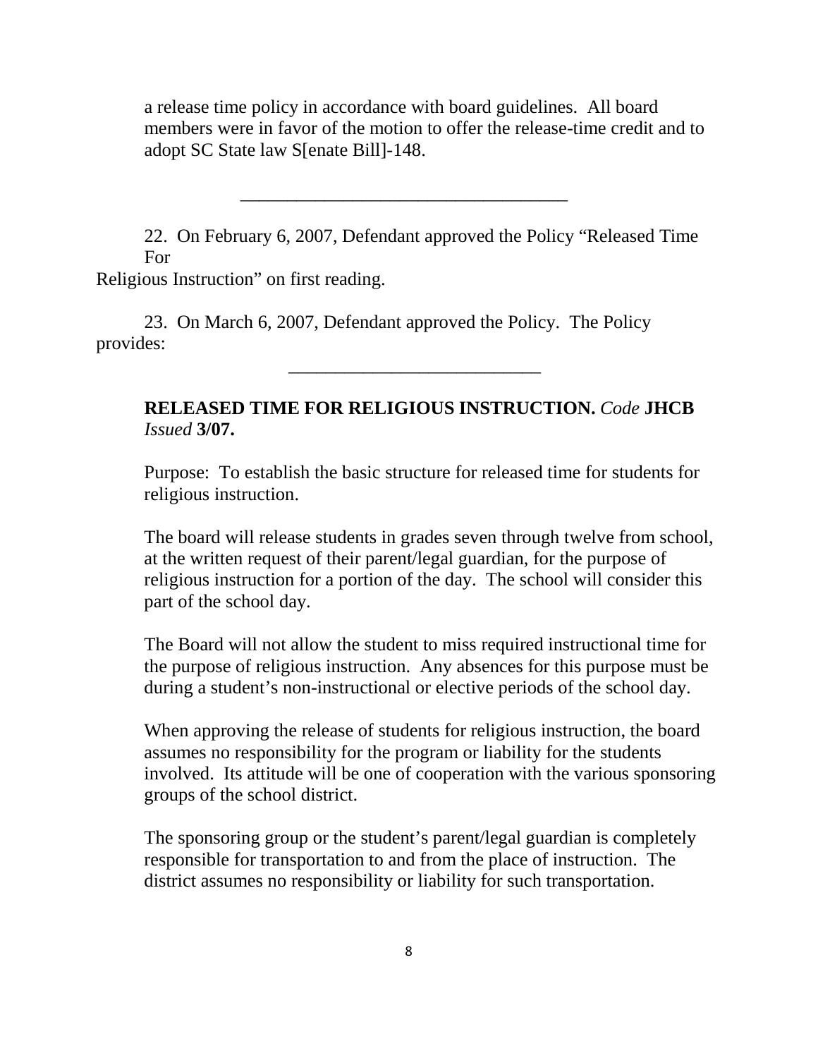a release time policy in accordance with board guidelines. All board members were in favor of the motion to offer the release-time credit and to adopt SC State law S[enate Bill]-148.

---

22. On February 6, 2007, Defendant approved the Policy "Released Time For Religious Instruction" on first reading.

23. On March 6, 2007, Defendant approved the Policy. The Policy provides:

---

**RELEASED TIME FOR RELIGIOUS INSTRUCTION.** *Code* **JHCB** *Issued* **3/07.**

Purpose: To establish the basic structure for released time for students for religious instruction.

The board will release students in grades seven through twelve from school, at the written request of their parent/legal guardian, for the purpose of religious instruction for a portion of the day. The school will consider this part of the school day.

The Board will not allow the student to miss required instructional time for the purpose of religious instruction. Any absences for this purpose must be during a student's non-instructional or elective periods of the school day.

When approving the release of students for religious instruction, the board assumes no responsibility for the program or liability for the students involved. Its attitude will be one of cooperation with the various sponsoring groups of the school district.

The sponsoring group or the student's parent/legal guardian is completely responsible for transportation to and from the place of instruction. The district assumes no responsibility or liability for such transportation.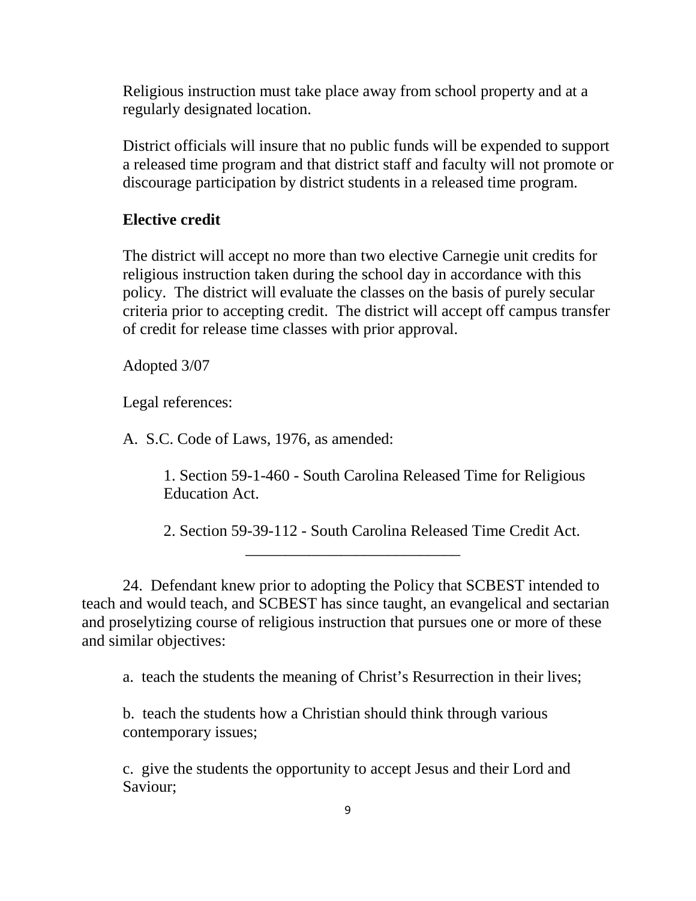Religious instruction must take place away from school property and at a regularly designated location.

District officials will insure that no public funds will be expended to support a released time program and that district staff and faculty will not promote or discourage participation by district students in a released time program.

**Elective credit**

The district will accept no more than two elective Carnegie unit credits for religious instruction taken during the school day in accordance with this policy. The district will evaluate the classes on the basis of purely secular criteria prior to accepting credit. The district will accept off campus transfer of credit for release time classes with prior approval.

Adopted 3/07

Legal references:

A. S.C. Code of Laws, 1976, as amended:

1. Section 59-1-460 - South Carolina Released Time for Religious Education Act.

2. Section 59-39-112 - South Carolina Released Time Credit Act.

---

24. Defendant knew prior to adopting the Policy that SCBEST intended to teach and would teach, and SCBEST has since taught, an evangelical and sectarian and proselytizing course of religious instruction that pursues one or more of these and similar objectives:

a. teach the students the meaning of Christ's Resurrection in their lives;

b. teach the students how a Christian should think through various contemporary issues;

c. give the students the opportunity to accept Jesus and their Lord and Saviour;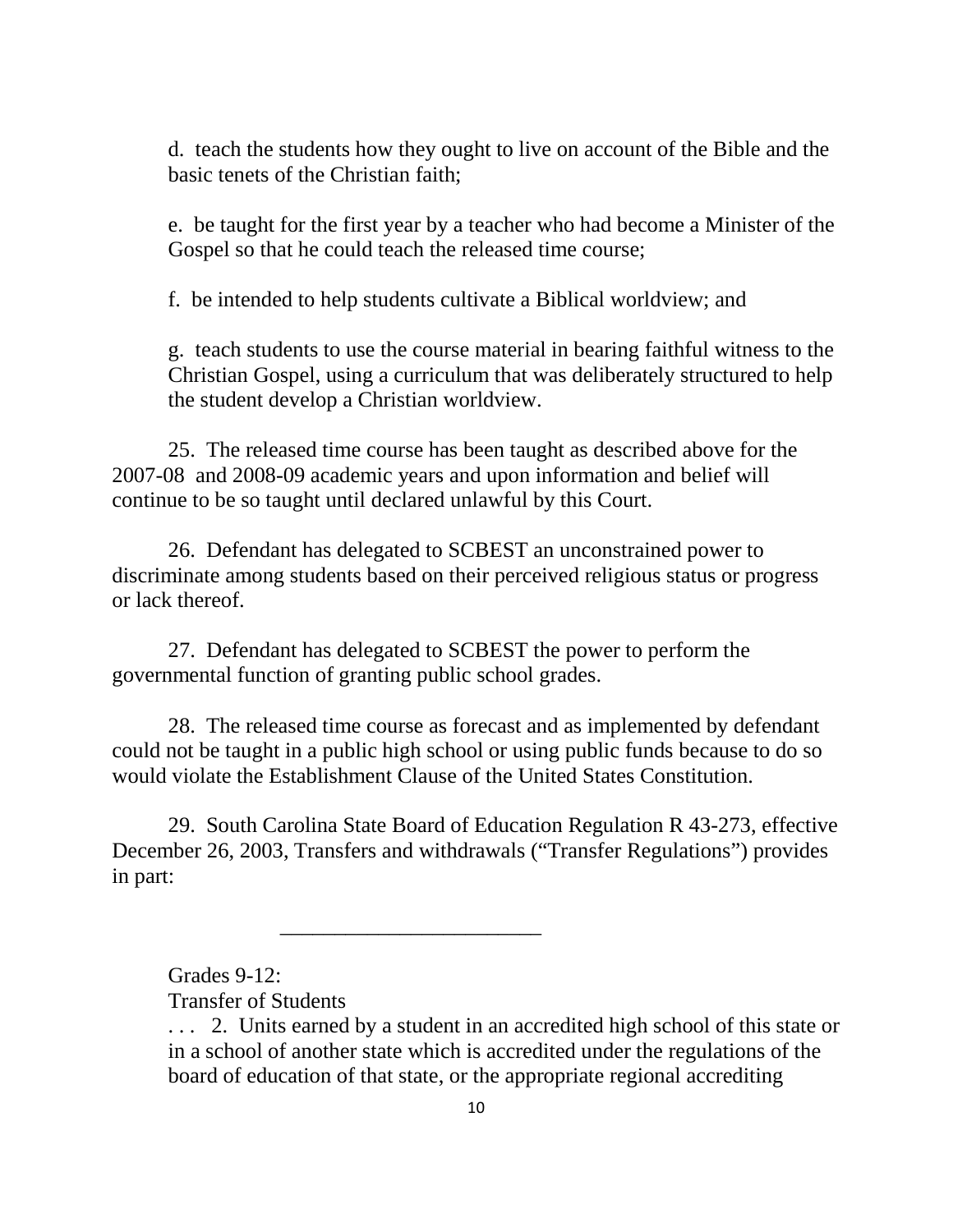d. teach the students how they ought to live on account of the Bible and the basic tenets of the Christian faith;

e. be taught for the first year by a teacher who had become a Minister of the Gospel so that he could teach the released time course;

f. be intended to help students cultivate a Biblical worldview; and

g. teach students to use the course material in bearing faithful witness to the Christian Gospel, using a curriculum that was deliberately structured to help the student develop a Christian worldview.

25. The released time course has been taught as described above for the 2007-08 and 2008-09 academic years and upon information and belief will continue to be so taught until declared unlawful by this Court.

26. Defendant has delegated to SCBEST an unconstrained power to discriminate among students based on their perceived religious status or progress or lack thereof.

27. Defendant has delegated to SCBEST the power to perform the governmental function of granting public school grades.

28. The released time course as forecast and as implemented by defendant could not be taught in a public high school or using public funds because to do so would violate the Establishment Clause of the United States Constitution.

29. South Carolina State Board of Education Regulation R 43-273, effective December 26, 2003, Transfers and withdrawals ("Transfer Regulations") provides in part:

\_\_\_\_\_\_\_\_\_\_\_\_\_\_\_\_\_\_\_\_\_\_\_\_

Grades 9-12:
Transfer of Students

. . . 2. Units earned by a student in an accredited high school of this state or in a school of another state which is accredited under the regulations of the board of education of that state, or the appropriate regional accrediting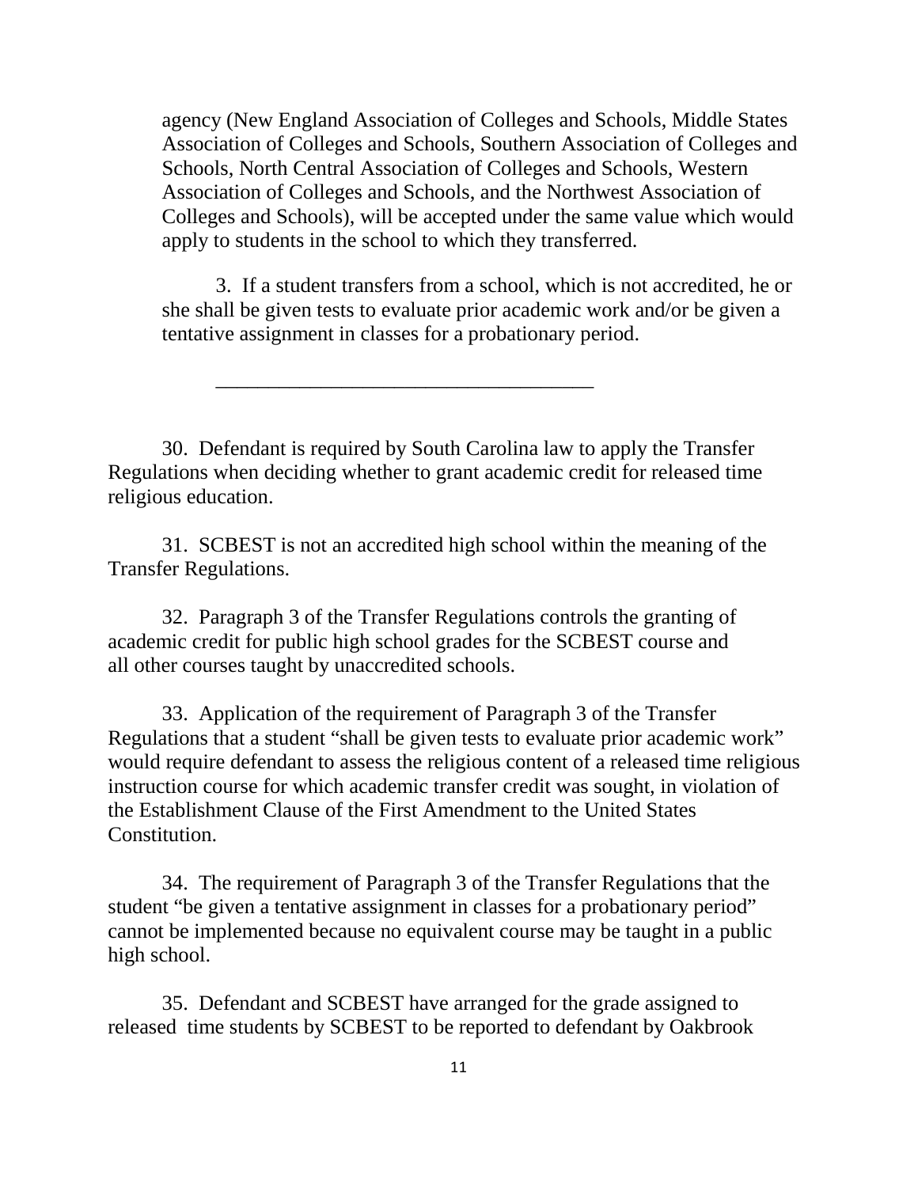agency (New England Association of Colleges and Schools, Middle States Association of Colleges and Schools, Southern Association of Colleges and Schools, North Central Association of Colleges and Schools, Western Association of Colleges and Schools, and the Northwest Association of Colleges and Schools), will be accepted under the same value which would apply to students in the school to which they transferred.

3. If a student transfers from a school, which is not accredited, he or she shall be given tests to evaluate prior academic work and/or be given a tentative assignment in classes for a probationary period.

___________________________________

30. Defendant is required by South Carolina law to apply the Transfer Regulations when deciding whether to grant academic credit for released time religious education.

31. SCBEST is not an accredited high school within the meaning of the Transfer Regulations.

32. Paragraph 3 of the Transfer Regulations controls the granting of academic credit for public high school grades for the SCBEST course and all other courses taught by unaccredited schools.

33. Application of the requirement of Paragraph 3 of the Transfer Regulations that a student "shall be given tests to evaluate prior academic work" would require defendant to assess the religious content of a released time religious instruction course for which academic transfer credit was sought, in violation of the Establishment Clause of the First Amendment to the United States Constitution.

34. The requirement of Paragraph 3 of the Transfer Regulations that the student "be given a tentative assignment in classes for a probationary period" cannot be implemented because no equivalent course may be taught in a public high school.

35. Defendant and SCBEST have arranged for the grade assigned to released time students by SCBEST to be reported to defendant by Oakbrook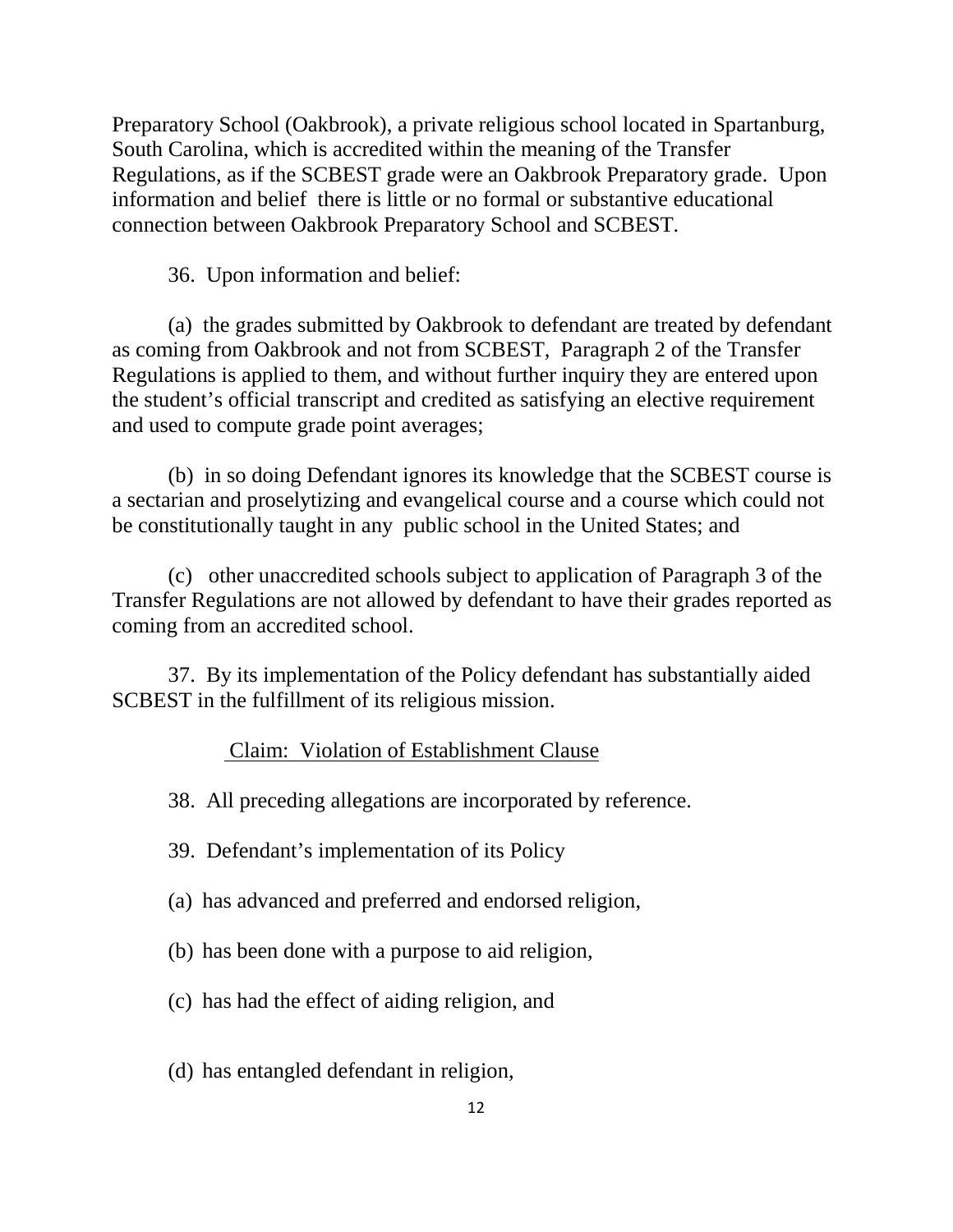Preparatory School (Oakbrook), a private religious school located in Spartanburg, South Carolina, which is accredited within the meaning of the Transfer Regulations, as if the SCBEST grade were an Oakbrook Preparatory grade. Upon information and belief there is little or no formal or substantive educational connection between Oakbrook Preparatory School and SCBEST.

36. Upon information and belief:

(a) the grades submitted by Oakbrook to defendant are treated by defendant as coming from Oakbrook and not from SCBEST, Paragraph 2 of the Transfer Regulations is applied to them, and without further inquiry they are entered upon the student's official transcript and credited as satisfying an elective requirement and used to compute grade point averages;

(b) in so doing Defendant ignores its knowledge that the SCBEST course is a sectarian and proselytizing and evangelical course and a course which could not be constitutionally taught in any public school in the United States; and

(c) other unaccredited schools subject to application of Paragraph 3 of the Transfer Regulations are not allowed by defendant to have their grades reported as coming from an accredited school.

37. By its implementation of the Policy defendant has substantially aided SCBEST in the fulfillment of its religious mission.

<u>Claim: Violation of Establishment Clause</u>

38. All preceding allegations are incorporated by reference.

39. Defendant's implementation of its Policy

(a) has advanced and preferred and endorsed religion,

(b) has been done with a purpose to aid religion,

(c) has had the effect of aiding religion, and

(d) has entangled defendant in religion,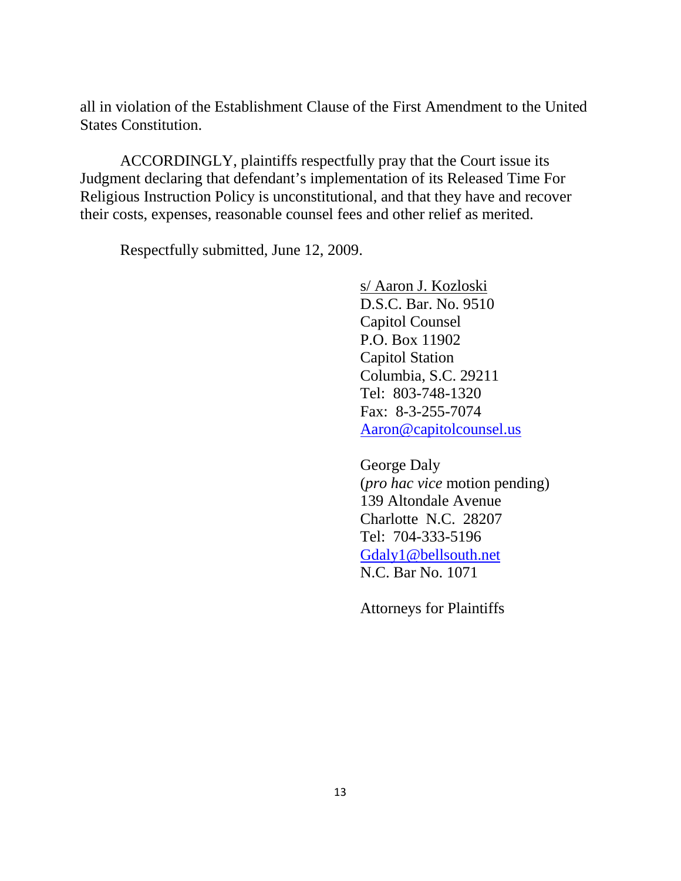all in violation of the Establishment Clause of the First Amendment to the United States Constitution.

ACCORDINGLY, plaintiffs respectfully pray that the Court issue its Judgment declaring that defendant's implementation of its Released Time For Religious Instruction Policy is unconstitutional, and that they have and recover their costs, expenses, reasonable counsel fees and other relief as merited.

Respectfully submitted, June 12, 2009.

s/ Aaron J. Kozloski
D.S.C. Bar. No. 9510
Capitol Counsel
P.O. Box 11902
Capitol Station
Columbia, S.C. 29211
Tel: 803-748-1320
Fax: 8-3-255-7074
Aaron@capitolcounsel.us

George Daly
(*pro hac vice* motion pending)
139 Altondale Avenue
Charlotte N.C. 28207
Tel: 704-333-5196
Gdaly1@bellsouth.net
N.C. Bar No. 1071

Attorneys for Plaintiffs